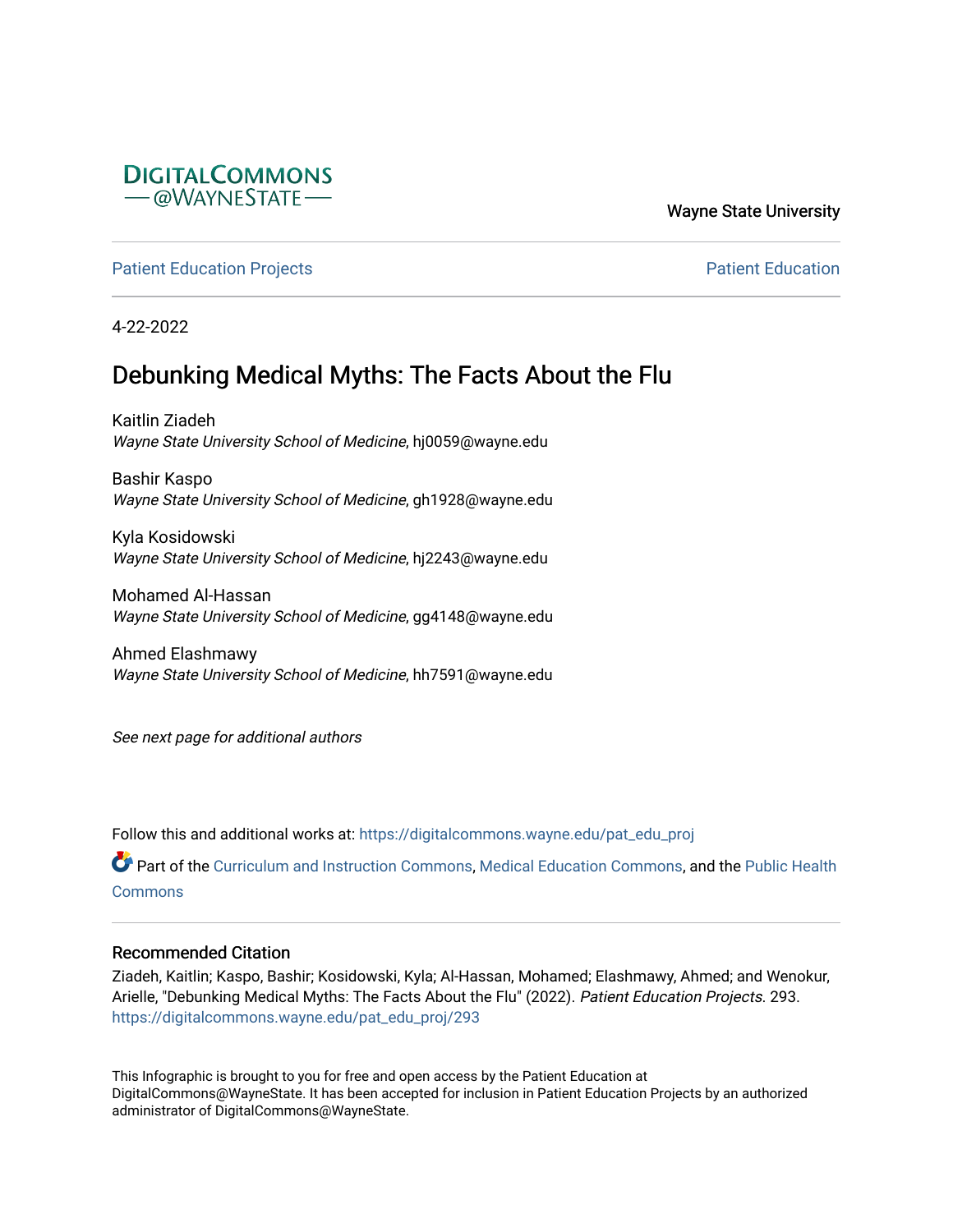DIGITALCOMMONS
— @WAYNESTATE —

Wayne State University

Patient Education Projects

Patient Education

4-22-2022

# Debunking Medical Myths: The Facts About the Flu

Kaitlin Ziadeh
*Wayne State University School of Medicine*, hj0059@wayne.edu

Bashir Kaspo
*Wayne State University School of Medicine*, gh1928@wayne.edu

Kyla Kosidowski
*Wayne State University School of Medicine*, hj2243@wayne.edu

Mohamed Al-Hassan
*Wayne State University School of Medicine*, gg4148@wayne.edu

Ahmed Elashmawy
*Wayne State University School of Medicine*, hh7591@wayne.edu

*See next page for additional authors*

Follow this and additional works at: https://digitalcommons.wayne.edu/pat_edu_proj

Part of the Curriculum and Instruction Commons, Medical Education Commons, and the Public Health Commons

## Recommended Citation

Ziadeh, Kaitlin; Kaspo, Bashir; Kosidowski, Kyla; Al-Hassan, Mohamed; Elashmawy, Ahmed; and Wenokur, Arielle, "Debunking Medical Myths: The Facts About the Flu" (2022). *Patient Education Projects*. 293.
https://digitalcommons.wayne.edu/pat_edu_proj/293

This Infographic is brought to you for free and open access by the Patient Education at DigitalCommons@WayneState. It has been accepted for inclusion in Patient Education Projects by an authorized administrator of DigitalCommons@WayneState.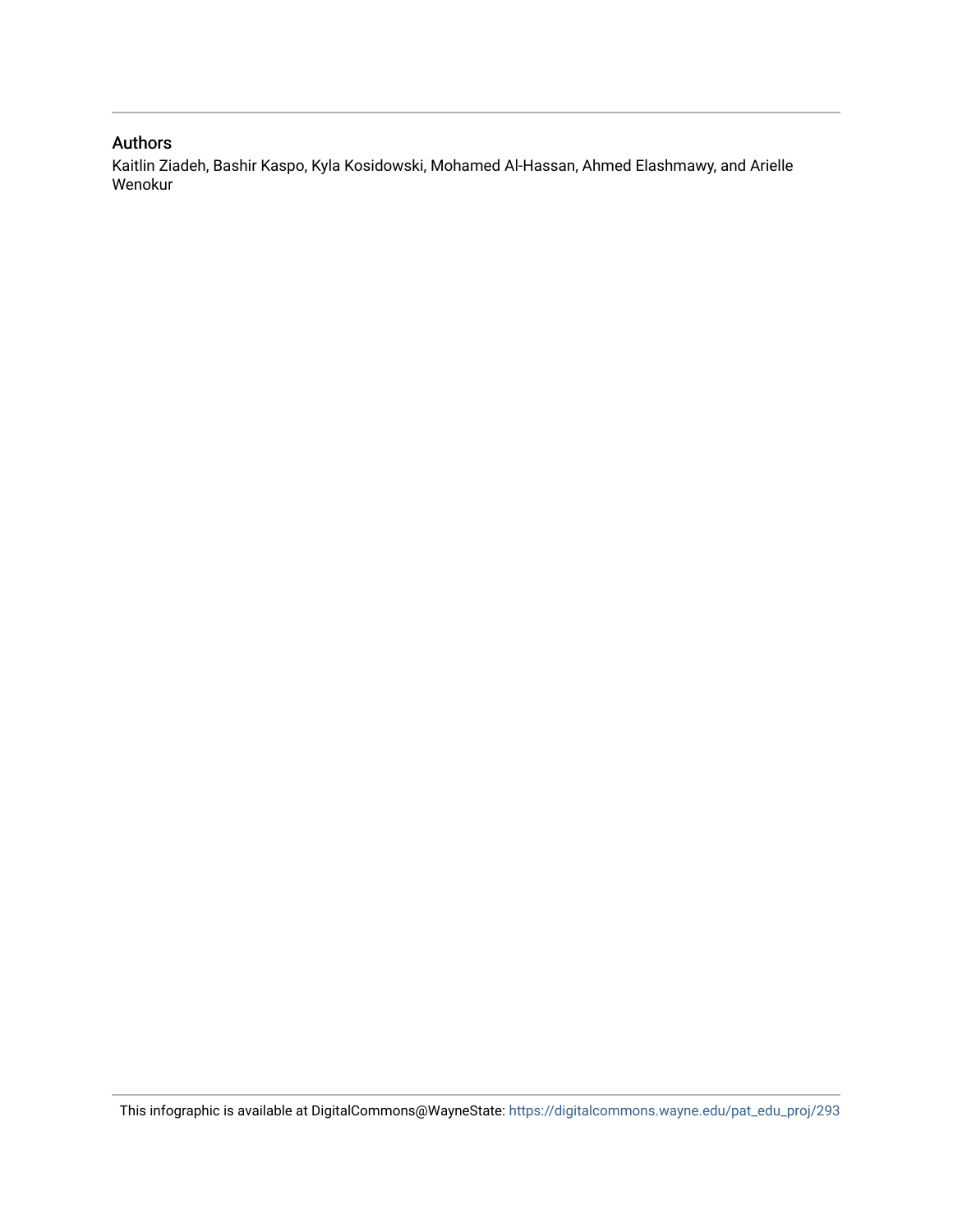## Authors

Kaitlin Ziadeh, Bashir Kaspo, Kyla Kosidowski, Mohamed Al-Hassan, Ahmed Elashmawy, and Arielle Wenokur

This infographic is available at DigitalCommons@WayneState: https://digitalcommons.wayne.edu/pat_edu_proj/293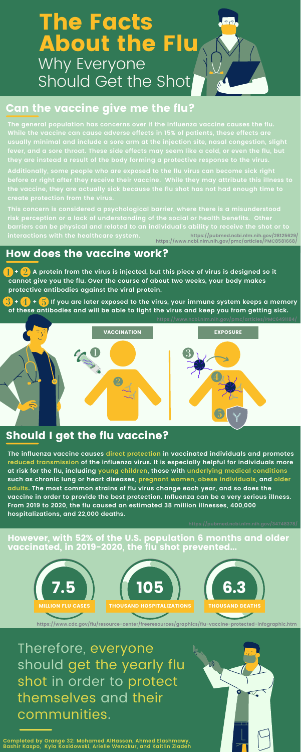# The Facts About the Flu

Why Everyone Should Get the Shot

## Can the vaccine give me the flu?

The general population has concerns over if the influenza vaccine causes the flu. While the vaccine can cause adverse effects in 15% of patients, these effects are usually minimal and include a sore arm at the injection site, nasal congestion, slight fever, and a sore throat. These side effects may seem like a cold, or even the flu, but they are instead a result of the body forming a protective response to the virus.

Additionally, some people who are exposed to the flu virus can become sick right before or right after they receive their vaccine. While they may attribute this illness to the vaccine, they are actually sick because the flu shot has not had enough time to create protection from the virus.

This concern is considered a psychological barrier, where there is a misunderstood risk perception or a lack of understanding of the social or health benefits. Other barriers can be physical and related to an individual's ability to receive the shot or to interactions with the healthcare system.

https://pubmed.ncbi.nlm.nih.gov/28125629/
https://www.ncbi.nlm.nih.gov/pmc/articles/PMC8581668/

## How does the vaccine work?

1 + 2 A protein from the virus is injected, but this piece of virus is designed so it cannot give you the flu. Over the course of about two weeks, your body makes protective antibodies against the viral protein.

3 + 4 + 5 If you are later exposed to the virus, your immune system keeps a memory of these antibodies and will be able to fight the virus and keep you from getting sick.

https://www.ncbi.nlm.nih.gov/pmc/articles/PMC6491184/

VACCINATION

EXPOSURE

## Should I get the flu vaccine?

The influenza vaccine causes direct protection in vaccinated individuals and promotes reduced transmission of the influenza virus. It is especially helpful for individuals more at risk for the flu, including young children, those with underlying medical conditions such as chronic lung or heart diseases, pregnant women, obese individuals, and older adults. The most common strains of flu virus change each year, and so does the vaccine in order to provide the best protection. Influenza can be a very serious illness. From 2019 to 2020, the flu caused an estimated 38 million illnesses, 400,000 hospitalizations, and 22,000 deaths.

https://pubmed.ncbi.nlm.nih.gov/34748378/

### However, with 52% of the U.S. population 6 months and older vaccinated, in 2019-2020, the flu shot prevented...

7.5
MILLION FLU CASES

105
THOUSAND HOSPITALIZATIONS

6.3
THOUSAND DEATHS

https://www.cdc.gov/flu/resource-center/freeresources/graphics/flu-vaccine-protected-infographic.htm

Therefore, everyone should get the yearly flu shot in order to protect themselves and their communities.

Completed by Orange 32: Mohamed AlHassan, Ahmed Elashmawy, Bashir Kaspo, Kyla Kosidowski, Arielle Wenokur, and Kaitlin Ziadeh